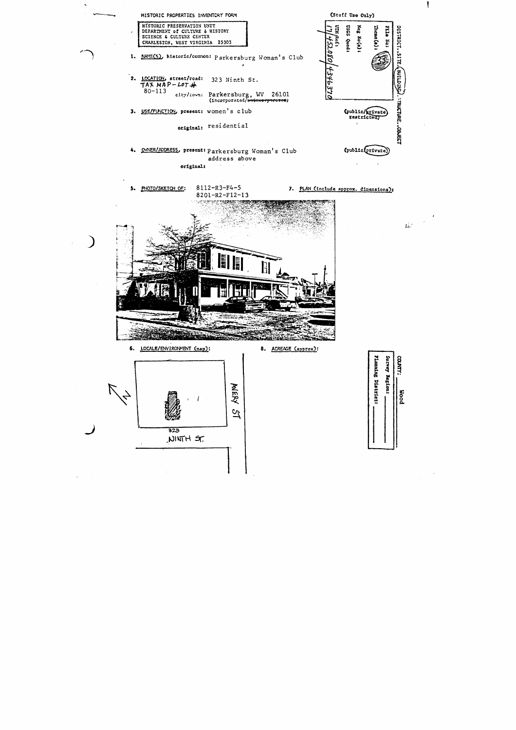HISTORIC PROPERTIES INVENTORY FORM

HISTORIC PRESERVATION UNIT
DEPARTMENT of CULTURE & HISTORY
SCIENCE & CULTURE CENTER
CHARLESTON, WEST VIRGINIA 25305

(Staff Use Only)

DISTRICT..SITE..BUILDING..STRUCTURE..OBJECT

File No:
Theme(s): 33
Neg No(s):
USGS Quad:
UTM Ref: 17/452080/4346370

1. NAME(S), historic/common: Parkersburg Woman's Club

2. LOCATION, street/road: 323 Ninth St.
TAX MAP-LOT #
80-113
city/town: Parkersburg, WV 26101
(incorporated/~~unincorporated~~)

3. USE/FUNCTION, present: women's club (public/private restricted)

original: residential

4. OWNER/ADDRESS, present: Parkersburg Woman's Club (public/private)
address above

original:

5. PHOTO/SKETCH OF: 8112-R3-F4-5
8201-R2-F12-13

7. PLAN (include approx. dimensions):

6. LOCALE/ENVIRONMENT (map):

AVERY ST

323
NINTH ST.

8. ACREAGE (approx):

COUNTY: Wood
Survey Region:
Planning District: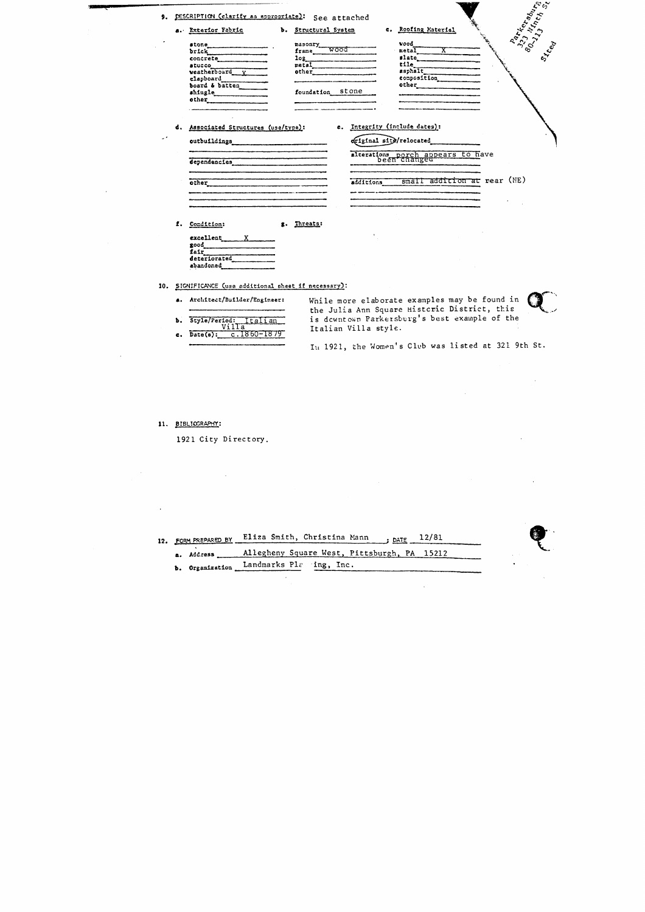Parkersburg
323 Ninth St
80-113
Sited

9. DESCRIPTION (clarify as appropriate): See attached

a. Exterior Fabric
- stone
- brick
- concrete
- stucco
- weatherboard X
- clapboard
- board & batten
- shingle
- other

b. Structural System
- masonry
- frame wood
- log
- metal
- other

foundation stone

c. Roofing Material
- wood
- metal X
- slate
- tile
- asphalt
- composition
- other

d. Associated Structures (use/type):
- outbuildings
- dependencies
- other

e. Integrity (include dates):
- original site/relocated
- alterations porch appears to have been changed
- additions small addition at rear (NE)

f. Condition:
- excellent X
- good
- fair
- deteriorated
- abandoned

g. Threats:

10. SIGNIFICANCE (use additional sheet if necessary):

a. Architect/Builder/Engineer:

b. Style/Period: Italian Villa

c. Date(s): c.1860-1879

While more elaborate examples may be found in the Julia Ann Square Historic District, this is downtown Parkersburg's best example of the Italian Villa style.

In 1921, the Women's Club was listed at 321 9th St.

11. BIBLIOGRAPHY:

1921 City Directory.

12. FORM PREPARED BY Eliza Smith, Christina Mann ; DATE 12/81

a. Address Allegheny Square West, Pittsburgh, PA 15212

b. Organization Landmarks Pl ing, Inc.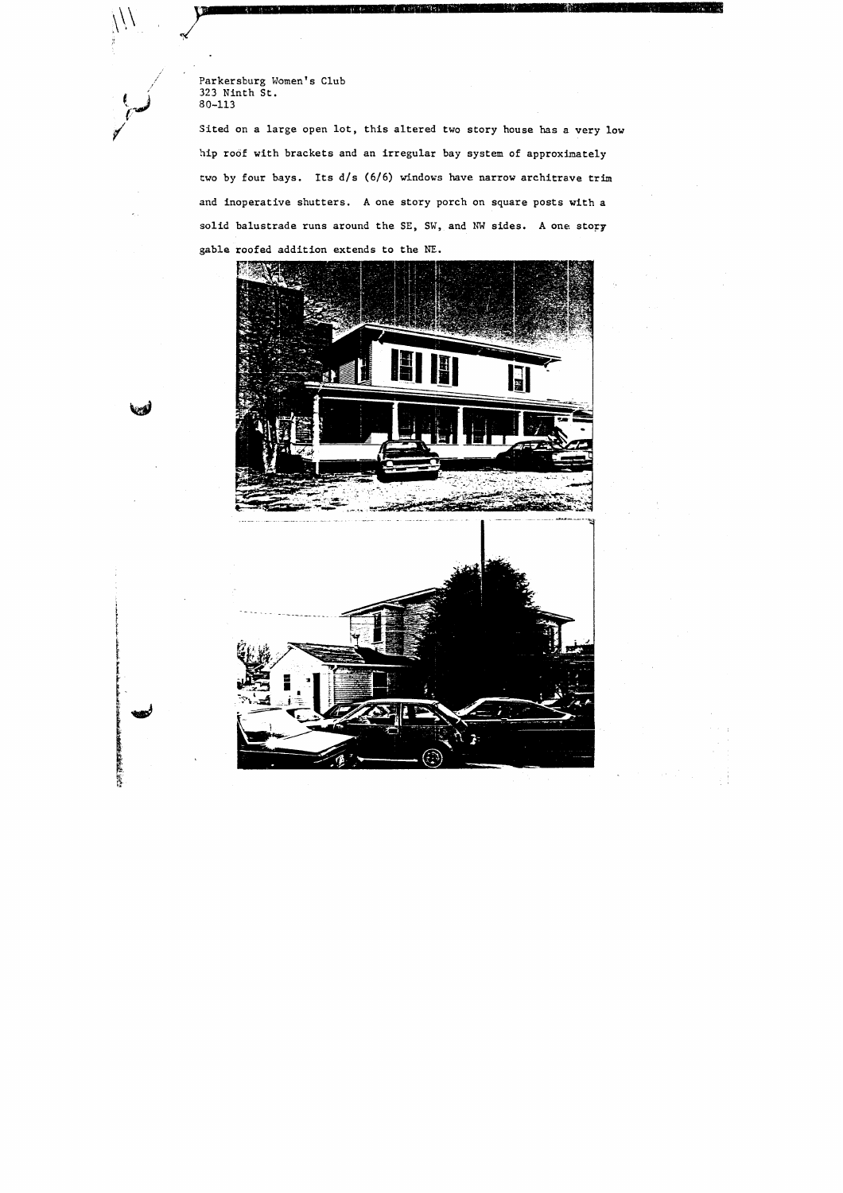Parkersburg Women's Club
323 Ninth St.
80-113

Sited on a large open lot, this altered two story house has a very low hip roof with brackets and an irregular bay system of approximately two by four bays. Its d/s (6/6) windows have narrow architrave trim and inoperative shutters. A one story porch on square posts with a solid balustrade runs around the SE, SW, and NW sides. A one story gable roofed addition extends to the NE.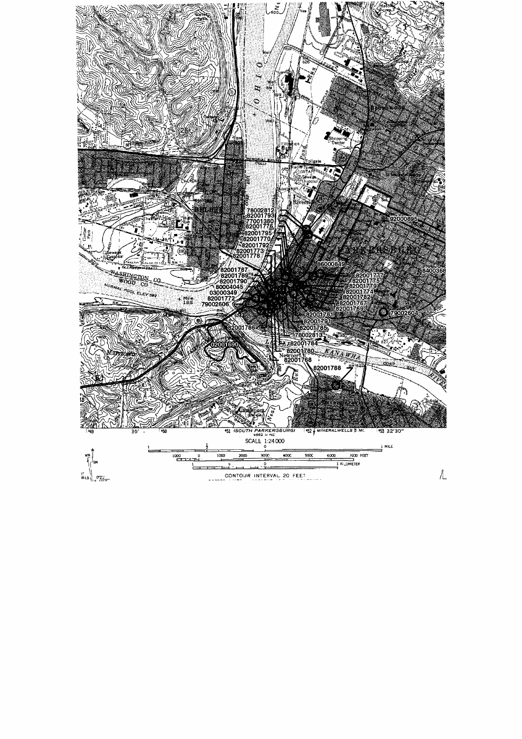(SOUTH PARKERSBURG)
4662 II NE

MINERALWELLS 5 MI.

SCALE 1:24 000

1 MILE

1000 0 1000 2000 3000 4000 5000 6000 7000 FEET

1 KILOMETER

CONTOUR INTERVAL 20 FEET